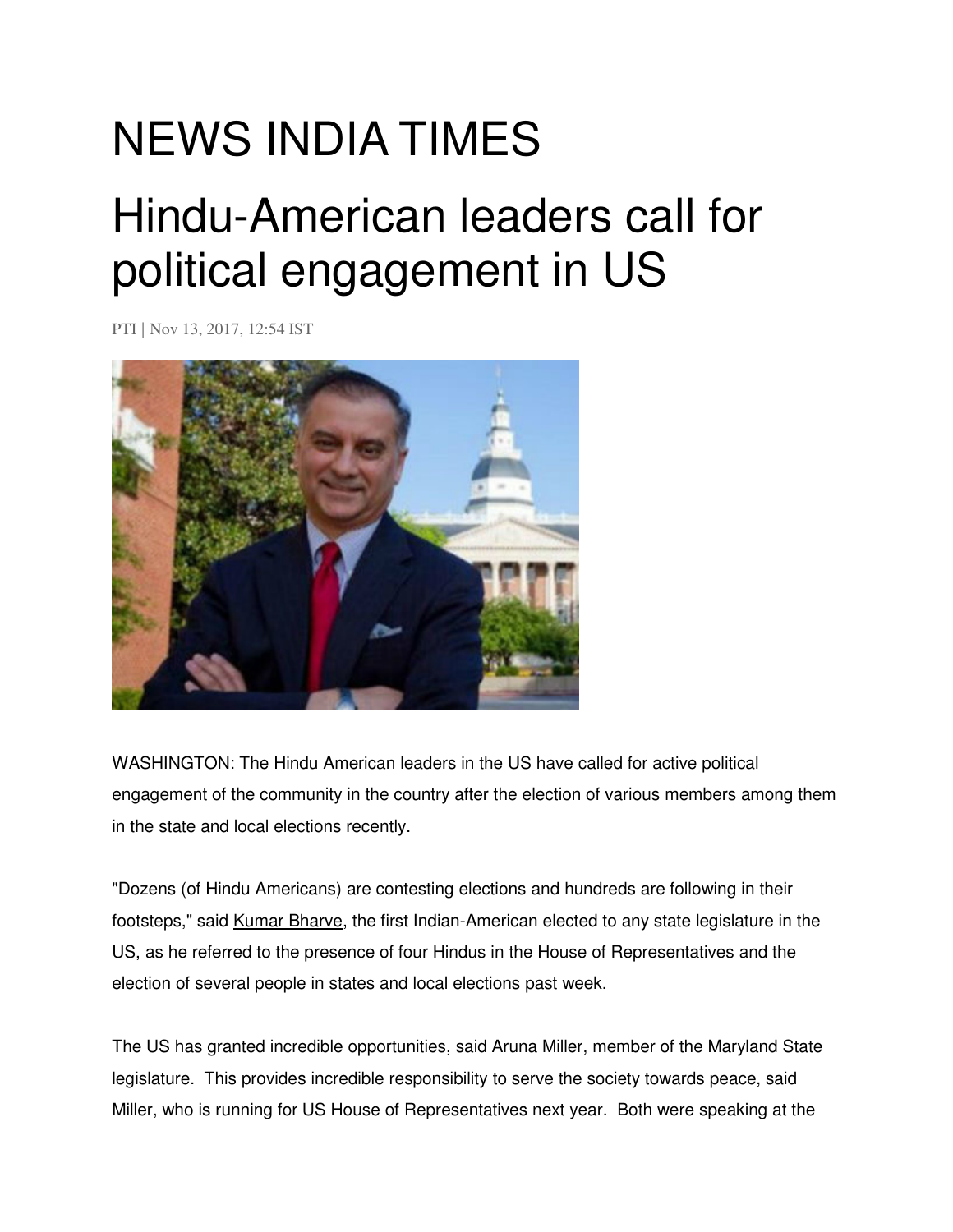NEWS INDIA TIMES

# Hindu-American leaders call for political engagement in US

PTI | Nov 13, 2017, 12:54 IST

WASHINGTON: The Hindu American leaders in the US have called for active political engagement of the community in the country after the election of various members among them in the state and local elections recently.

"Dozens (of Hindu Americans) are contesting elections and hundreds are following in their footsteps," said Kumar Bharve, the first Indian-American elected to any state legislature in the US, as he referred to the presence of four Hindus in the House of Representatives and the election of several people in states and local elections past week.

The US has granted incredible opportunities, said Aruna Miller, member of the Maryland State legislature. This provides incredible responsibility to serve the society towards peace, said Miller, who is running for US House of Representatives next year. Both were speaking at the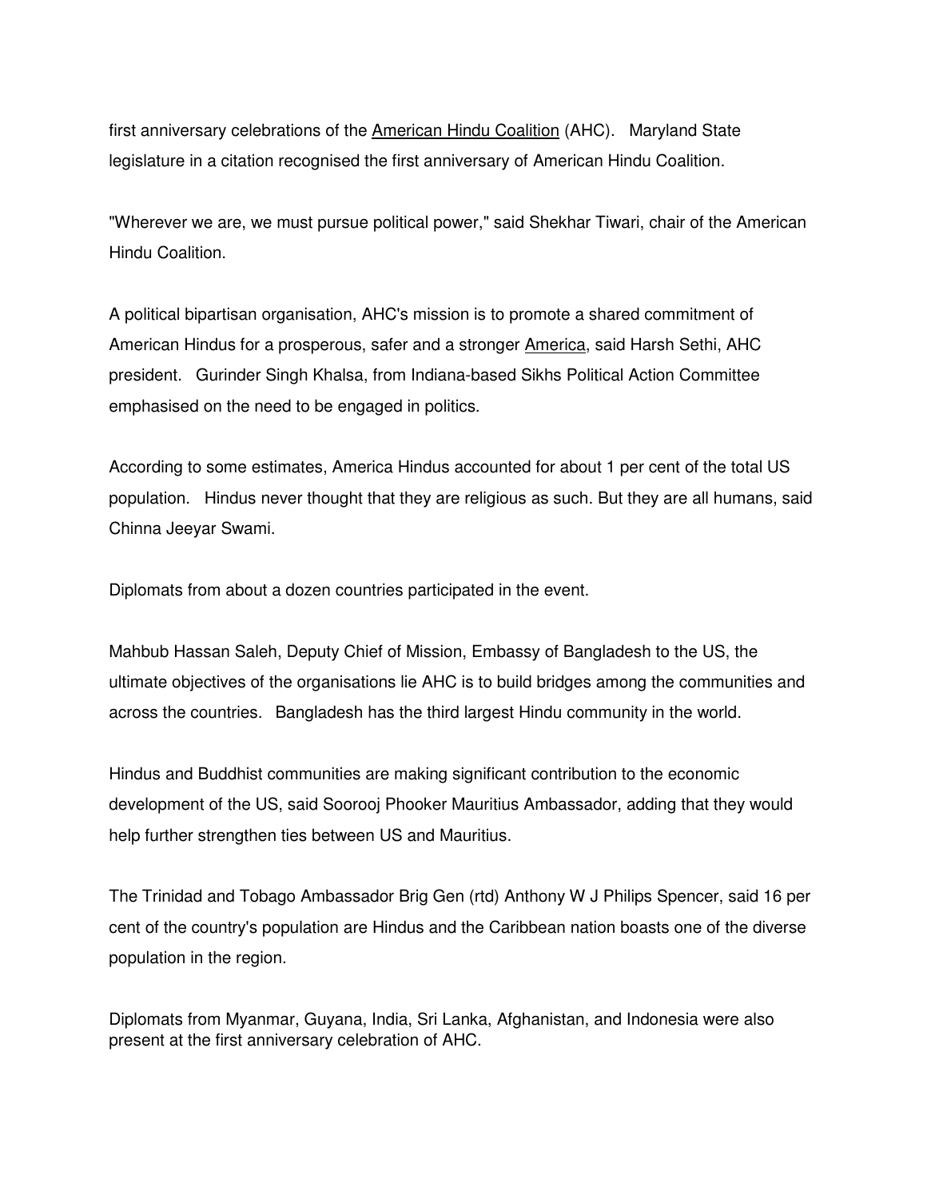first anniversary celebrations of the American Hindu Coalition (AHC).   Maryland State legislature in a citation recognised the first anniversary of American Hindu Coalition.

"Wherever we are, we must pursue political power," said Shekhar Tiwari, chair of the American Hindu Coalition.

A political bipartisan organisation, AHC's mission is to promote a shared commitment of American Hindus for a prosperous, safer and a stronger America, said Harsh Sethi, AHC president.   Gurinder Singh Khalsa, from Indiana-based Sikhs Political Action Committee emphasised on the need to be engaged in politics.

According to some estimates, America Hindus accounted for about 1 per cent of the total US population.   Hindus never thought that they are religious as such. But they are all humans, said Chinna Jeeyar Swami.

Diplomats from about a dozen countries participated in the event.

Mahbub Hassan Saleh, Deputy Chief of Mission, Embassy of Bangladesh to the US, the ultimate objectives of the organisations lie AHC is to build bridges among the communities and across the countries.   Bangladesh has the third largest Hindu community in the world.

Hindus and Buddhist communities are making significant contribution to the economic development of the US, said Soorooj Phooker Mauritius Ambassador, adding that they would help further strengthen ties between US and Mauritius.

The Trinidad and Tobago Ambassador Brig Gen (rtd) Anthony W J Philips Spencer, said 16 per cent of the country's population are Hindus and the Caribbean nation boasts one of the diverse population in the region.

Diplomats from Myanmar, Guyana, India, Sri Lanka, Afghanistan, and Indonesia were also present at the first anniversary celebration of AHC.